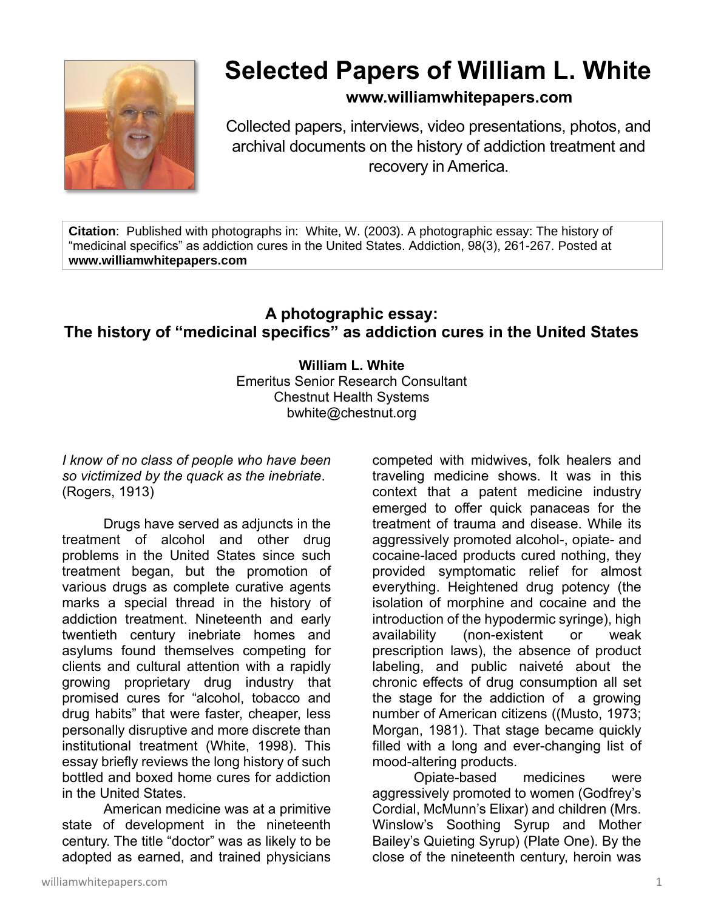# Selected Papers of William L. White

**www.williamwhitepapers.com**

Collected papers, interviews, video presentations, photos, and archival documents on the history of addiction treatment and recovery in America.

**Citation**: Published with photographs in: White, W. (2003). A photographic essay: The history of "medicinal specifics" as addiction cures in the United States. Addiction, 98(3), 261-267. Posted at **www.williamwhitepapers.com**

## A photographic essay: The history of "medicinal specifics" as addiction cures in the United States

**William L. White**
Emeritus Senior Research Consultant
Chestnut Health Systems
bwhite@chestnut.org

*I know of no class of people who have been so victimized by the quack as the inebriate*. (Rogers, 1913)

Drugs have served as adjuncts in the treatment of alcohol and other drug problems in the United States since such treatment began, but the promotion of various drugs as complete curative agents marks a special thread in the history of addiction treatment. Nineteenth and early twentieth century inebriate homes and asylums found themselves competing for clients and cultural attention with a rapidly growing proprietary drug industry that promised cures for "alcohol, tobacco and drug habits" that were faster, cheaper, less personally disruptive and more discrete than institutional treatment (White, 1998). This essay briefly reviews the long history of such bottled and boxed home cures for addiction in the United States.

American medicine was at a primitive state of development in the nineteenth century. The title "doctor" was as likely to be adopted as earned, and trained physicians competed with midwives, folk healers and traveling medicine shows. It was in this context that a patent medicine industry emerged to offer quick panaceas for the treatment of trauma and disease. While its aggressively promoted alcohol-, opiate- and cocaine-laced products cured nothing, they provided symptomatic relief for almost everything. Heightened drug potency (the isolation of morphine and cocaine and the introduction of the hypodermic syringe), high availability (non-existent or weak prescription laws), the absence of product labeling, and public naiveté about the chronic effects of drug consumption all set the stage for the addiction of a growing number of American citizens ((Musto, 1973; Morgan, 1981). That stage became quickly filled with a long and ever-changing list of mood-altering products.

Opiate-based medicines were aggressively promoted to women (Godfrey's Cordial, McMunn's Elixar) and children (Mrs. Winslow's Soothing Syrup and Mother Bailey's Quieting Syrup) (Plate One). By the close of the nineteenth century, heroin was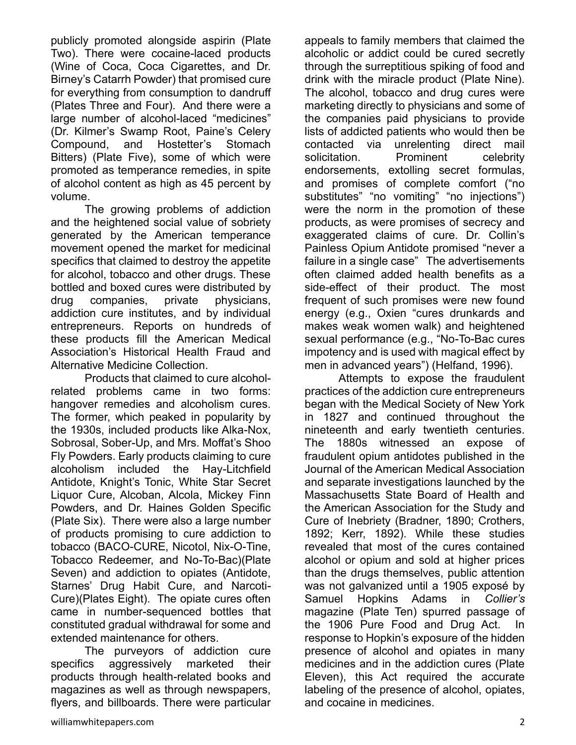publicly promoted alongside aspirin (Plate Two). There were cocaine-laced products (Wine of Coca, Coca Cigarettes, and Dr. Birney's Catarrh Powder) that promised cure for everything from consumption to dandruff (Plates Three and Four). And there were a large number of alcohol-laced "medicines" (Dr. Kilmer's Swamp Root, Paine's Celery Compound, and Hostetter's Stomach Bitters) (Plate Five), some of which were promoted as temperance remedies, in spite of alcohol content as high as 45 percent by volume.

The growing problems of addiction and the heightened social value of sobriety generated by the American temperance movement opened the market for medicinal specifics that claimed to destroy the appetite for alcohol, tobacco and other drugs. These bottled and boxed cures were distributed by drug companies, private physicians, addiction cure institutes, and by individual entrepreneurs. Reports on hundreds of these products fill the American Medical Association's Historical Health Fraud and Alternative Medicine Collection.

Products that claimed to cure alcohol-related problems came in two forms: hangover remedies and alcoholism cures. The former, which peaked in popularity by the 1930s, included products like Alka-Nox, Sobrosal, Sober-Up, and Mrs. Moffat's Shoo Fly Powders. Early products claiming to cure alcoholism included the Hay-Litchfield Antidote, Knight's Tonic, White Star Secret Liquor Cure, Alcoban, Alcola, Mickey Finn Powders, and Dr. Haines Golden Specific (Plate Six). There were also a large number of products promising to cure addiction to tobacco (BACO-CURE, Nicotol, Nix-O-Tine, Tobacco Redeemer, and No-To-Bac)(Plate Seven) and addiction to opiates (Antidote, Starnes' Drug Habit Cure, and Narcoti-Cure)(Plates Eight). The opiate cures often came in number-sequenced bottles that constituted gradual withdrawal for some and extended maintenance for others.

The purveyors of addiction cure specifics aggressively marketed their products through health-related books and magazines as well as through newspapers, flyers, and billboards. There were particular appeals to family members that claimed the alcoholic or addict could be cured secretly through the surreptitious spiking of food and drink with the miracle product (Plate Nine). The alcohol, tobacco and drug cures were marketing directly to physicians and some of the companies paid physicians to provide lists of addicted patients who would then be contacted via unrelenting direct mail solicitation. Prominent celebrity endorsements, extolling secret formulas, and promises of complete comfort ("no substitutes" "no vomiting" "no injections") were the norm in the promotion of these products, as were promises of secrecy and exaggerated claims of cure. Dr. Collin's Painless Opium Antidote promised "never a failure in a single case" The advertisements often claimed added health benefits as a side-effect of their product. The most frequent of such promises were new found energy (e.g., Oxien "cures drunkards and makes weak women walk) and heightened sexual performance (e.g., "No-To-Bac cures impotency and is used with magical effect by men in advanced years") (Helfand, 1996).

Attempts to expose the fraudulent practices of the addiction cure entrepreneurs began with the Medical Society of New York in 1827 and continued throughout the nineteenth and early twentieth centuries. The 1880s witnessed an expose of fraudulent opium antidotes published in the Journal of the American Medical Association and separate investigations launched by the Massachusetts State Board of Health and the American Association for the Study and Cure of Inebriety (Bradner, 1890; Crothers, 1892; Kerr, 1892). While these studies revealed that most of the cures contained alcohol or opium and sold at higher prices than the drugs themselves, public attention was not galvanized until a 1905 exposé by Samuel Hopkins Adams in *Collier's* magazine (Plate Ten) spurred passage of the 1906 Pure Food and Drug Act. In response to Hopkin's exposure of the hidden presence of alcohol and opiates in many medicines and in the addiction cures (Plate Eleven), this Act required the accurate labeling of the presence of alcohol, opiates, and cocaine in medicines.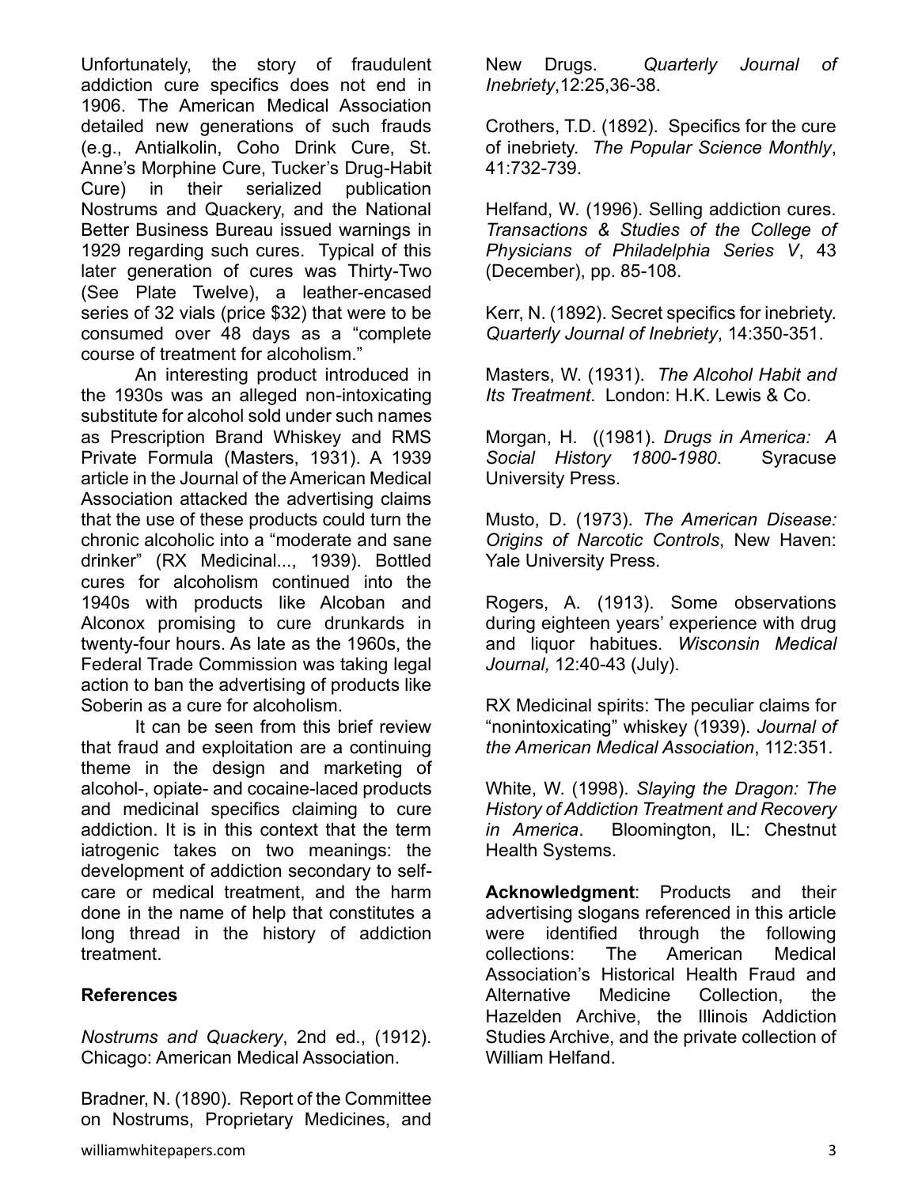Unfortunately, the story of fraudulent addiction cure specifics does not end in 1906. The American Medical Association detailed new generations of such frauds (e.g., Antialkolin, Coho Drink Cure, St. Anne's Morphine Cure, Tucker's Drug-Habit Cure) in their serialized publication Nostrums and Quackery, and the National Better Business Bureau issued warnings in 1929 regarding such cures. Typical of this later generation of cures was Thirty-Two (See Plate Twelve), a leather-encased series of 32 vials (price $32) that were to be consumed over 48 days as a "complete course of treatment for alcoholism."

An interesting product introduced in the 1930s was an alleged non-intoxicating substitute for alcohol sold under such names as Prescription Brand Whiskey and RMS Private Formula (Masters, 1931). A 1939 article in the Journal of the American Medical Association attacked the advertising claims that the use of these products could turn the chronic alcoholic into a "moderate and sane drinker" (RX Medicinal..., 1939). Bottled cures for alcoholism continued into the 1940s with products like Alcoban and Alconox promising to cure drunkards in twenty-four hours. As late as the 1960s, the Federal Trade Commission was taking legal action to ban the advertising of products like Soberin as a cure for alcoholism.

It can be seen from this brief review that fraud and exploitation are a continuing theme in the design and marketing of alcohol-, opiate- and cocaine-laced products and medicinal specifics claiming to cure addiction. It is in this context that the term iatrogenic takes on two meanings: the development of addiction secondary to self-care or medical treatment, and the harm done in the name of help that constitutes a long thread in the history of addiction treatment.

**References**

*Nostrums and Quackery*, 2nd ed., (1912). Chicago: American Medical Association.

Bradner, N. (1890). Report of the Committee on Nostrums, Proprietary Medicines, and New Drugs. *Quarterly Journal of Inebriety*,12:25,36-38.

Crothers, T.D. (1892). Specifics for the cure of inebriety. *The Popular Science Monthly*, 41:732-739.

Helfand, W. (1996). Selling addiction cures. *Transactions & Studies of the College of Physicians of Philadelphia Series V*, 43 (December), pp. 85-108.

Kerr, N. (1892). Secret specifics for inebriety. *Quarterly Journal of Inebriety*, 14:350-351.

Masters, W. (1931). *The Alcohol Habit and Its Treatment*. London: H.K. Lewis & Co.

Morgan, H. ((1981). *Drugs in America: A Social History 1800-1980*. Syracuse University Press.

Musto, D. (1973). *The American Disease: Origins of Narcotic Controls*, New Haven: Yale University Press.

Rogers, A. (1913). Some observations during eighteen years' experience with drug and liquor habitues. *Wisconsin Medical Journal,* 12:40-43 (July).

RX Medicinal spirits: The peculiar claims for "nonintoxicating" whiskey (1939). *Journal of the American Medical Association*, 112:351.

White, W. (1998). *Slaying the Dragon: The History of Addiction Treatment and Recovery in America*. Bloomington, IL: Chestnut Health Systems.

**Acknowledgment**: Products and their advertising slogans referenced in this article were identified through the following collections: The American Medical Association's Historical Health Fraud and Alternative Medicine Collection, the Hazelden Archive, the Illinois Addiction Studies Archive, and the private collection of William Helfand.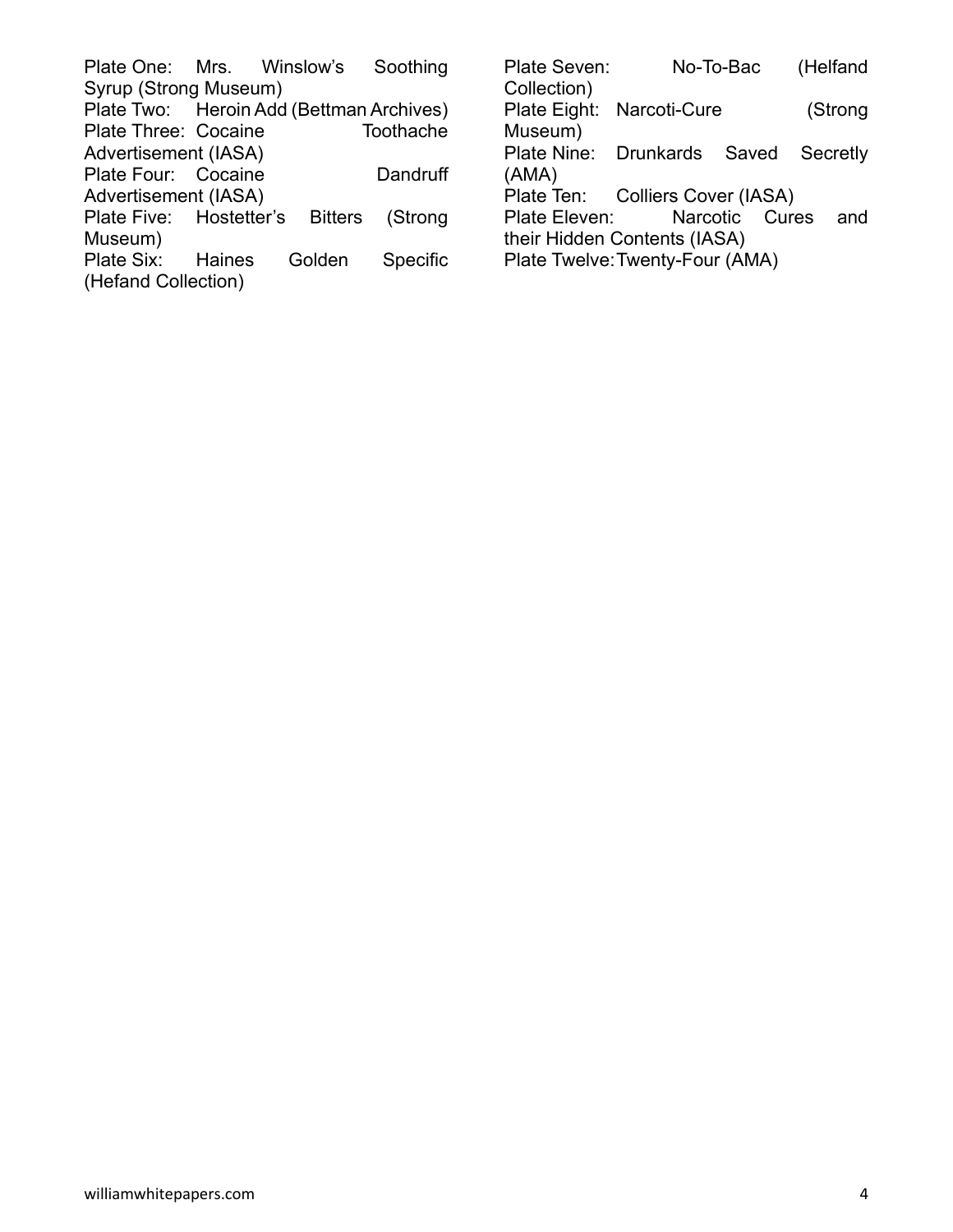Plate One: Mrs. Winslow's Soothing Syrup (Strong Museum)
Plate Two: Heroin Add (Bettman Archives)
Plate Three: Cocaine Toothache Advertisement (IASA)
Plate Four: Cocaine Dandruff Advertisement (IASA)
Plate Five: Hostetter's Bitters (Strong Museum)
Plate Six: Haines Golden Specific (Hefand Collection)
Plate Seven: No-To-Bac (Helfand Collection)
Plate Eight: Narcoti-Cure (Strong Museum)
Plate Nine: Drunkards Saved Secretly (AMA)
Plate Ten: Colliers Cover (IASA)
Plate Eleven: Narcotic Cures and their Hidden Contents (IASA)
Plate Twelve: Twenty-Four (AMA)